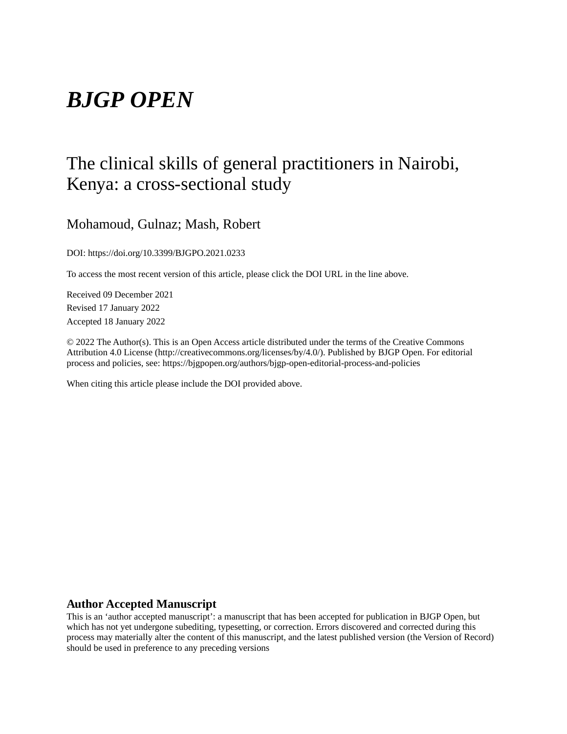# *BJGP OPEN*

## The clinical skills of general practitioners in Nairobi, Kenya: a cross-sectional study

Mohamoud, Gulnaz; Mash, Robert

DOI: https://doi.org/10.3399/BJGPO.2021.0233

To access the most recent version of this article, please click the DOI URL in the line above.

Received 09 December 2021

Revised 17 January 2022

Accepted 18 January 2022

© 2022 The Author(s). This is an Open Access article distributed under the terms of the Creative Commons Attribution 4.0 License (http://creativecommons.org/licenses/by/4.0/). Published by BJGP Open. For editorial process and policies, see: https://bjgpopen.org/authors/bjgp-open-editorial-process-and-policies

When citing this article please include the DOI provided above.

### Author Accepted Manuscript

This is an 'author accepted manuscript': a manuscript that has been accepted for publication in BJGP Open, but which has not yet undergone subediting, typesetting, or correction. Errors discovered and corrected during this process may materially alter the content of this manuscript, and the latest published version (the Version of Record) should be used in preference to any preceding versions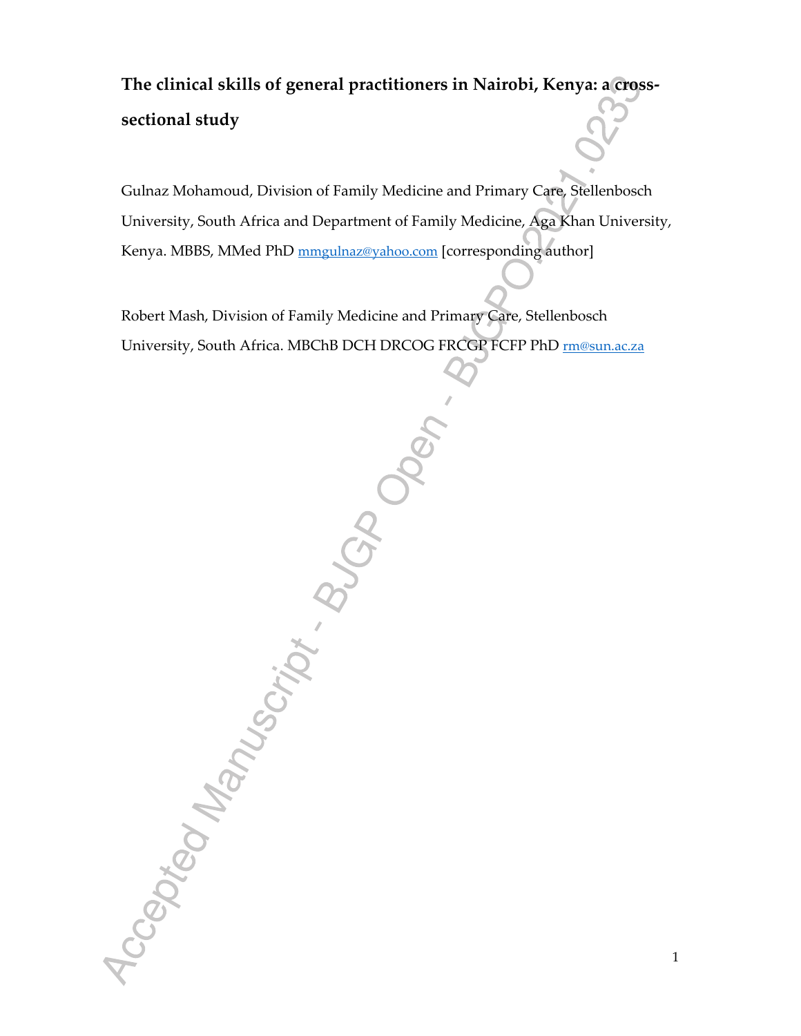# The clinical skills of general practitioners in Nairobi, Kenya: a cross-sectional study

Gulnaz Mohamoud, Division of Family Medicine and Primary Care, Stellenbosch University, South Africa and Department of Family Medicine, Aga Khan University, Kenya. MBBS, MMed PhD mmgulnaz@yahoo.com [corresponding author]

Robert Mash, Division of Family Medicine and Primary Care, Stellenbosch University, South Africa. MBChB DCH DRCOG FRCGP FCFP PhD rm@sun.ac.za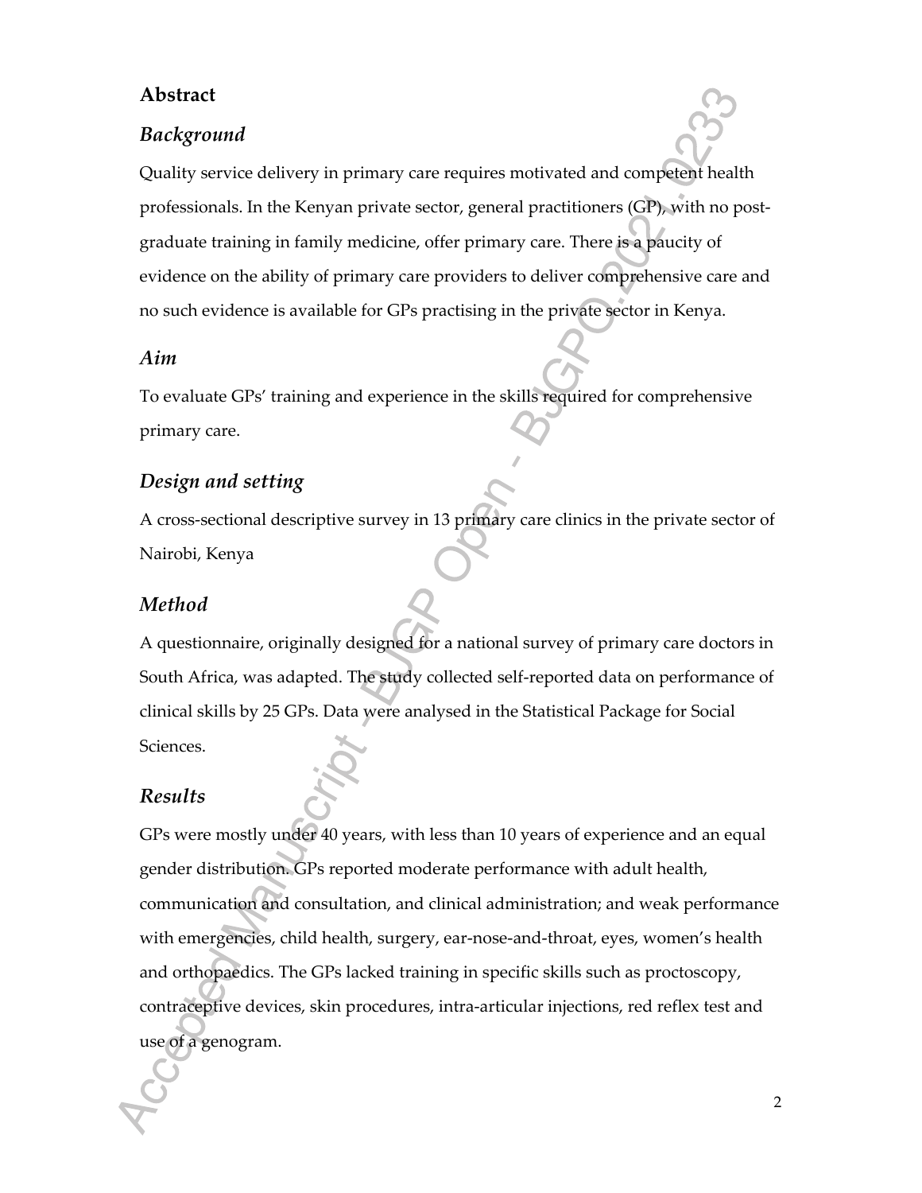## Abstract

### *Background*

Quality service delivery in primary care requires motivated and competent health professionals. In the Kenyan private sector, general practitioners (GP), with no post-graduate training in family medicine, offer primary care. There is a paucity of evidence on the ability of primary care providers to deliver comprehensive care and no such evidence is available for GPs practising in the private sector in Kenya.

### *Aim*

To evaluate GPs' training and experience in the skills required for comprehensive primary care.

### *Design and setting*

A cross-sectional descriptive survey in 13 primary care clinics in the private sector of Nairobi, Kenya

### *Method*

A questionnaire, originally designed for a national survey of primary care doctors in South Africa, was adapted. The study collected self-reported data on performance of clinical skills by 25 GPs. Data were analysed in the Statistical Package for Social Sciences.

### *Results*

GPs were mostly under 40 years, with less than 10 years of experience and an equal gender distribution. GPs reported moderate performance with adult health, communication and consultation, and clinical administration; and weak performance with emergencies, child health, surgery, ear-nose-and-throat, eyes, women's health and orthopaedics. The GPs lacked training in specific skills such as proctoscopy, contraceptive devices, skin procedures, intra-articular injections, red reflex test and use of a genogram.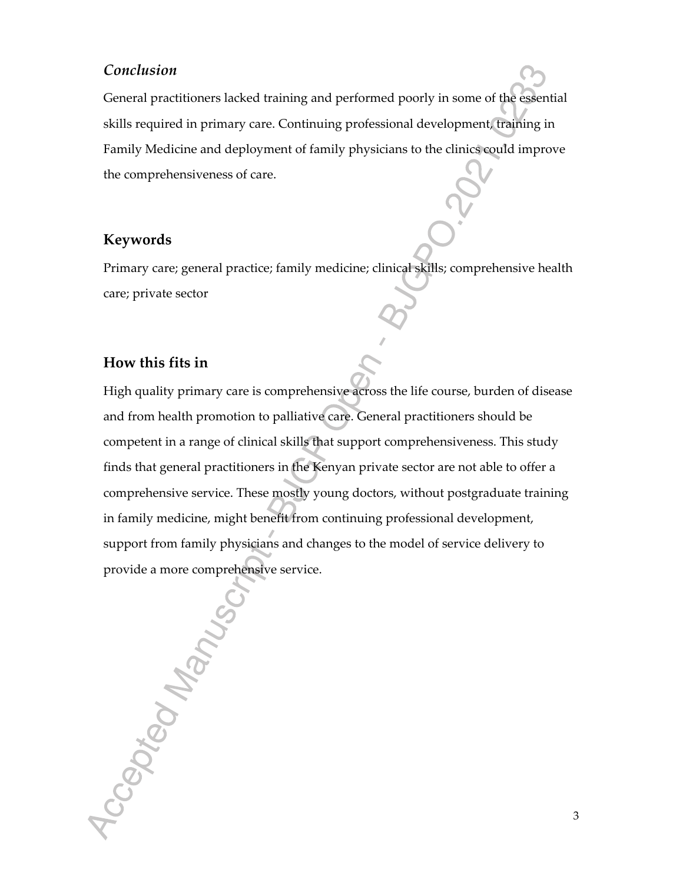### *Conclusion*

General practitioners lacked training and performed poorly in some of the essential skills required in primary care. Continuing professional development, training in Family Medicine and deployment of family physicians to the clinics could improve the comprehensiveness of care.

## Keywords

Primary care; general practice; family medicine; clinical skills; comprehensive health care; private sector

## How this fits in

High quality primary care is comprehensive across the life course, burden of disease and from health promotion to palliative care. General practitioners should be competent in a range of clinical skills that support comprehensiveness. This study finds that general practitioners in the Kenyan private sector are not able to offer a comprehensive service. These mostly young doctors, without postgraduate training in family medicine, might benefit from continuing professional development, support from family physicians and changes to the model of service delivery to provide a more comprehensive service.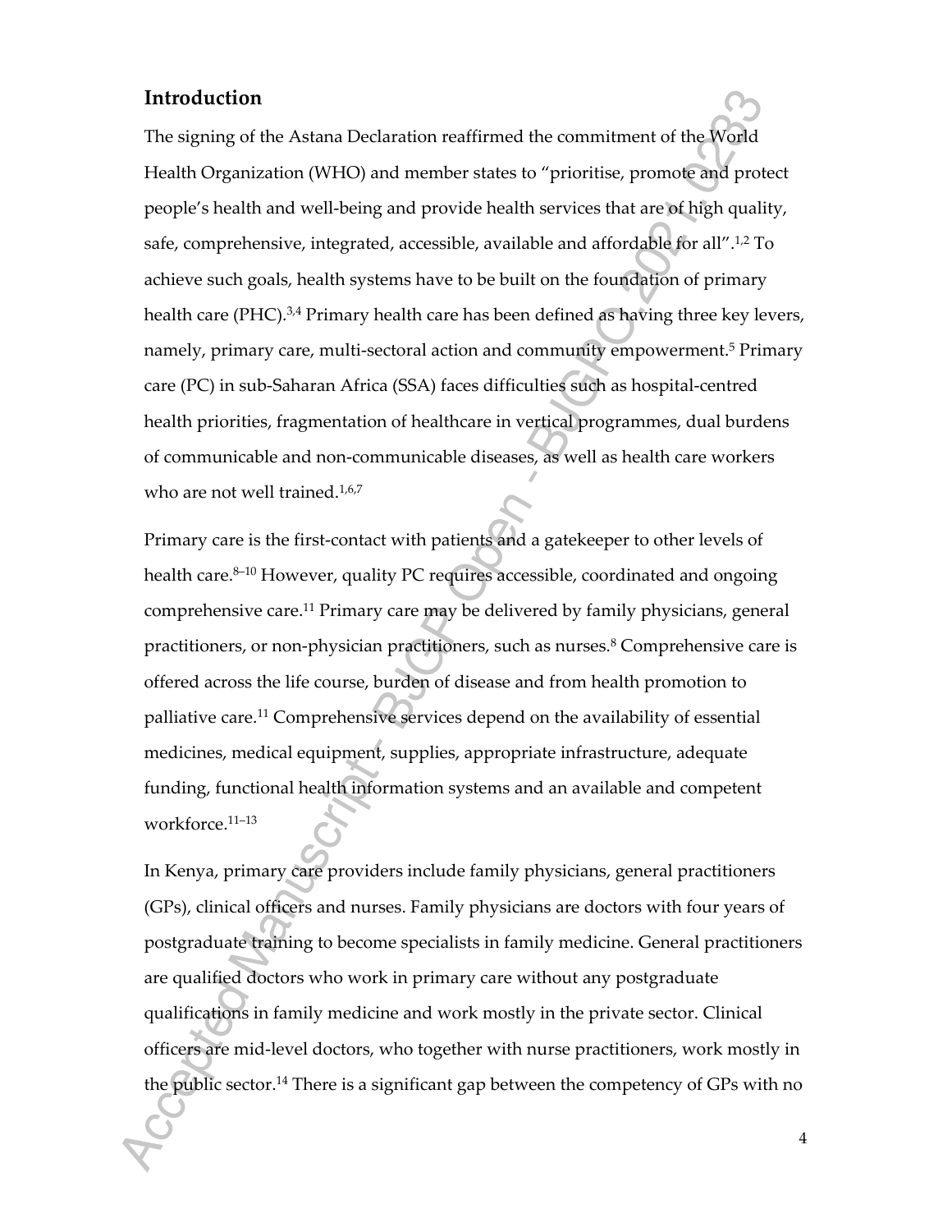## Introduction

The signing of the Astana Declaration reaffirmed the commitment of the World Health Organization (WHO) and member states to "prioritise, promote and protect people's health and well-being and provide health services that are of high quality, safe, comprehensive, integrated, accessible, available and affordable for all".[1,2] To achieve such goals, health systems have to be built on the foundation of primary health care (PHC).[3,4] Primary health care has been defined as having three key levers, namely, primary care, multi-sectoral action and community empowerment.[5] Primary care (PC) in sub-Saharan Africa (SSA) faces difficulties such as hospital-centred health priorities, fragmentation of healthcare in vertical programmes, dual burdens of communicable and non-communicable diseases, as well as health care workers who are not well trained.[1,6,7]

Primary care is the first-contact with patients and a gatekeeper to other levels of health care.[8–10] However, quality PC requires accessible, coordinated and ongoing comprehensive care.[11] Primary care may be delivered by family physicians, general practitioners, or non-physician practitioners, such as nurses.[8] Comprehensive care is offered across the life course, burden of disease and from health promotion to palliative care.[11] Comprehensive services depend on the availability of essential medicines, medical equipment, supplies, appropriate infrastructure, adequate funding, functional health information systems and an available and competent workforce.[11–13]

In Kenya, primary care providers include family physicians, general practitioners (GPs), clinical officers and nurses. Family physicians are doctors with four years of postgraduate training to become specialists in family medicine. General practitioners are qualified doctors who work in primary care without any postgraduate qualifications in family medicine and work mostly in the private sector. Clinical officers are mid-level doctors, who together with nurse practitioners, work mostly in the public sector.[14] There is a significant gap between the competency of GPs with no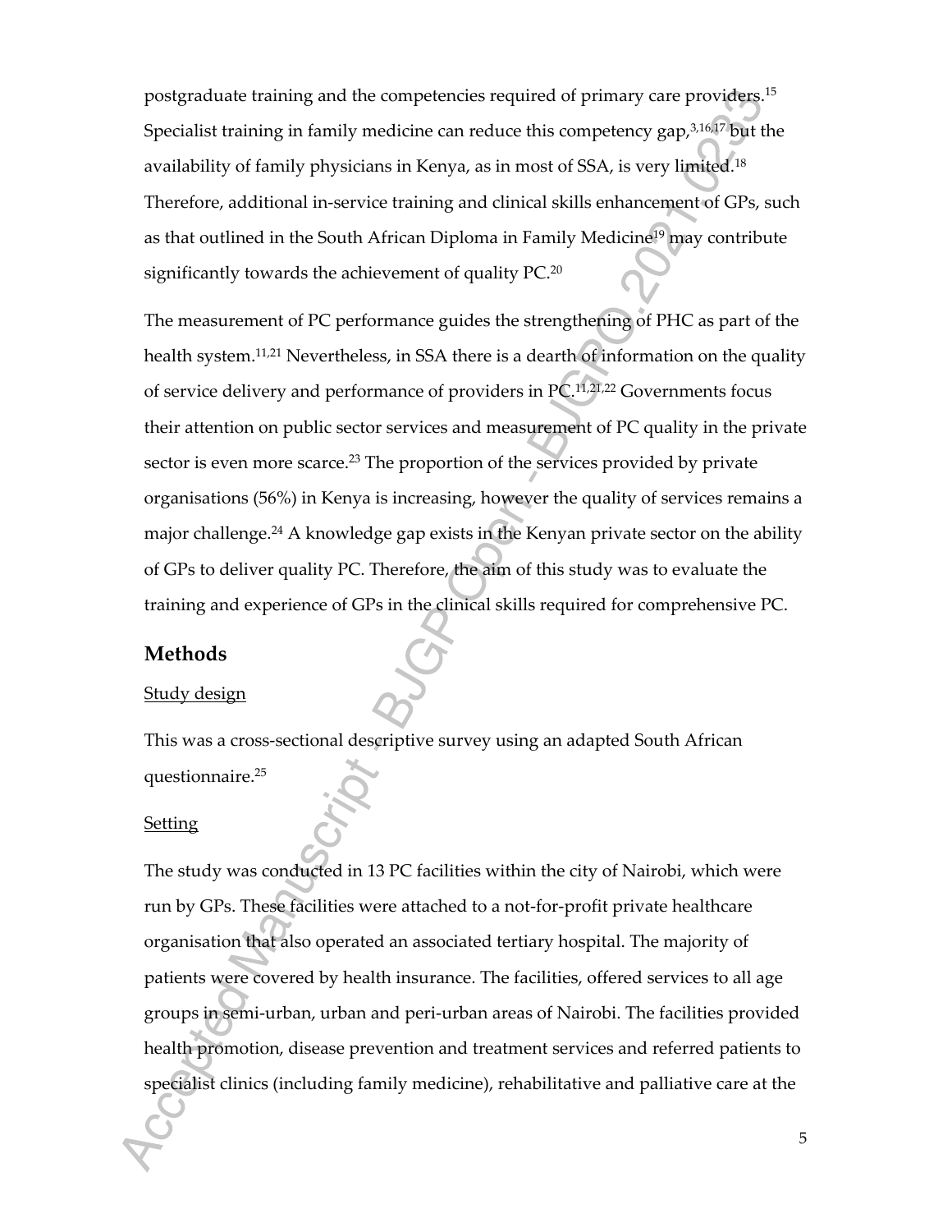postgraduate training and the competencies required of primary care providers.[15] Specialist training in family medicine can reduce this competency gap,[3,16,17] but the availability of family physicians in Kenya, as in most of SSA, is very limited.[18] Therefore, additional in-service training and clinical skills enhancement of GPs, such as that outlined in the South African Diploma in Family Medicine[19] may contribute significantly towards the achievement of quality PC.[20]

The measurement of PC performance guides the strengthening of PHC as part of the health system.[11,21] Nevertheless, in SSA there is a dearth of information on the quality of service delivery and performance of providers in PC.[11,21,22] Governments focus their attention on public sector services and measurement of PC quality in the private sector is even more scarce.[23] The proportion of the services provided by private organisations (56%) in Kenya is increasing, however the quality of services remains a major challenge.[24] A knowledge gap exists in the Kenyan private sector on the ability of GPs to deliver quality PC. Therefore, the aim of this study was to evaluate the training and experience of GPs in the clinical skills required for comprehensive PC.

## Methods

### Study design

This was a cross-sectional descriptive survey using an adapted South African questionnaire.[25]

### Setting

The study was conducted in 13 PC facilities within the city of Nairobi, which were run by GPs. These facilities were attached to a not-for-profit private healthcare organisation that also operated an associated tertiary hospital. The majority of patients were covered by health insurance. The facilities, offered services to all age groups in semi-urban, urban and peri-urban areas of Nairobi. The facilities provided health promotion, disease prevention and treatment services and referred patients to specialist clinics (including family medicine), rehabilitative and palliative care at the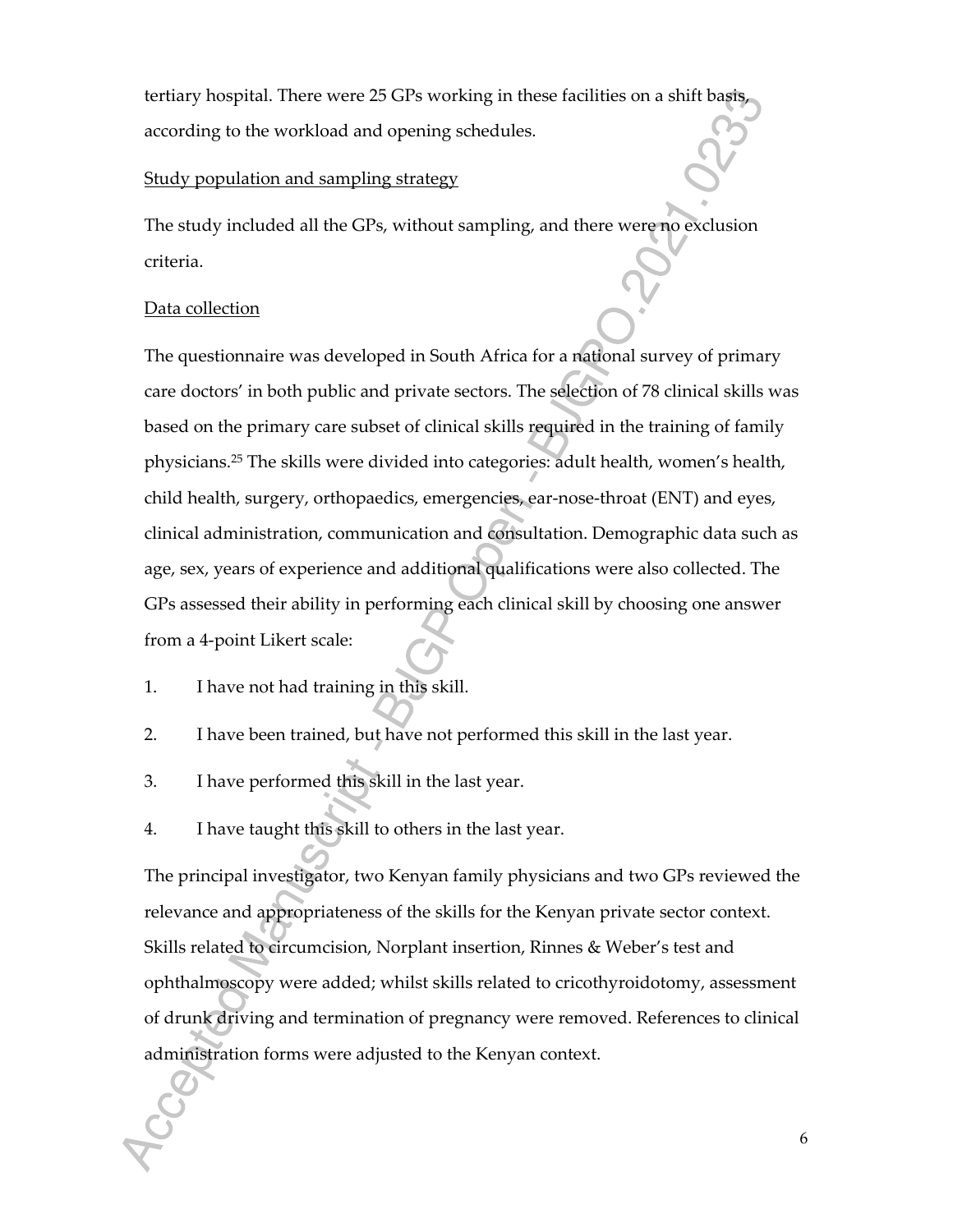tertiary hospital. There were 25 GPs working in these facilities on a shift basis, according to the workload and opening schedules.

Study population and sampling strategy

The study included all the GPs, without sampling, and there were no exclusion criteria.

Data collection

The questionnaire was developed in South Africa for a national survey of primary care doctors' in both public and private sectors. The selection of 78 clinical skills was based on the primary care subset of clinical skills required in the training of family physicians.[25] The skills were divided into categories: adult health, women's health, child health, surgery, orthopaedics, emergencies, ear-nose-throat (ENT) and eyes, clinical administration, communication and consultation. Demographic data such as age, sex, years of experience and additional qualifications were also collected. The GPs assessed their ability in performing each clinical skill by choosing one answer from a 4-point Likert scale:

1. I have not had training in this skill.
2. I have been trained, but have not performed this skill in the last year.
3. I have performed this skill in the last year.
4. I have taught this skill to others in the last year.

The principal investigator, two Kenyan family physicians and two GPs reviewed the relevance and appropriateness of the skills for the Kenyan private sector context. Skills related to circumcision, Norplant insertion, Rinnes & Weber's test and ophthalmoscopy were added; whilst skills related to cricothyroidotomy, assessment of drunk driving and termination of pregnancy were removed. References to clinical administration forms were adjusted to the Kenyan context.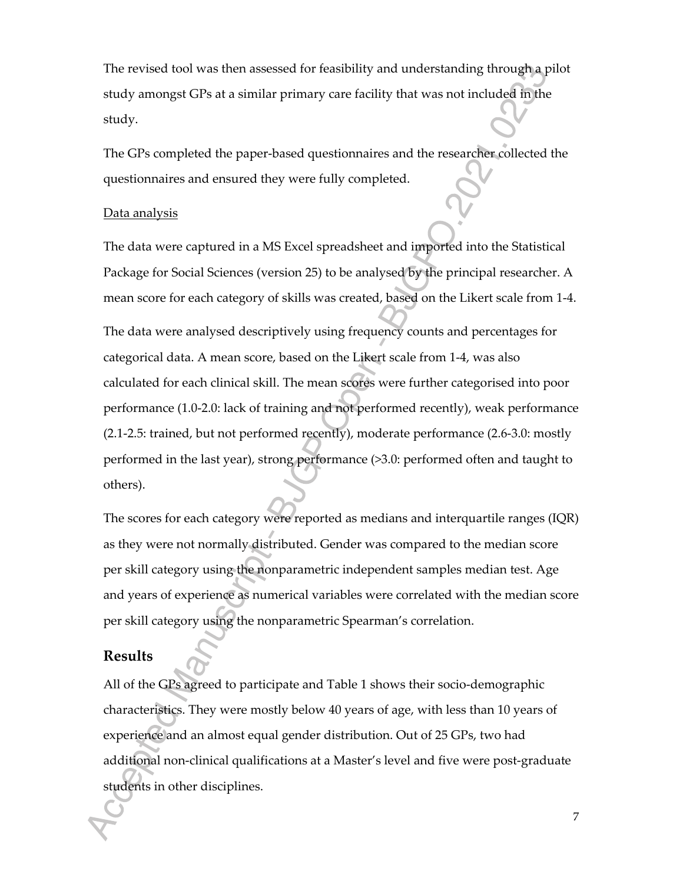The revised tool was then assessed for feasibility and understanding through a pilot study amongst GPs at a similar primary care facility that was not included in the study.

The GPs completed the paper-based questionnaires and the researcher collected the questionnaires and ensured they were fully completed.

Data analysis

The data were captured in a MS Excel spreadsheet and imported into the Statistical Package for Social Sciences (version 25) to be analysed by the principal researcher. A mean score for each category of skills was created, based on the Likert scale from 1-4.

The data were analysed descriptively using frequency counts and percentages for categorical data. A mean score, based on the Likert scale from 1-4, was also calculated for each clinical skill. The mean scores were further categorised into poor performance (1.0-2.0: lack of training and not performed recently), weak performance (2.1-2.5: trained, but not performed recently), moderate performance (2.6-3.0: mostly performed in the last year), strong performance (>3.0: performed often and taught to others).

The scores for each category were reported as medians and interquartile ranges (IQR) as they were not normally distributed. Gender was compared to the median score per skill category using the nonparametric independent samples median test. Age and years of experience as numerical variables were correlated with the median score per skill category using the nonparametric Spearman's correlation.

## Results

All of the GPs agreed to participate and Table 1 shows their socio-demographic characteristics. They were mostly below 40 years of age, with less than 10 years of experience and an almost equal gender distribution. Out of 25 GPs, two had additional non-clinical qualifications at a Master's level and five were post-graduate students in other disciplines.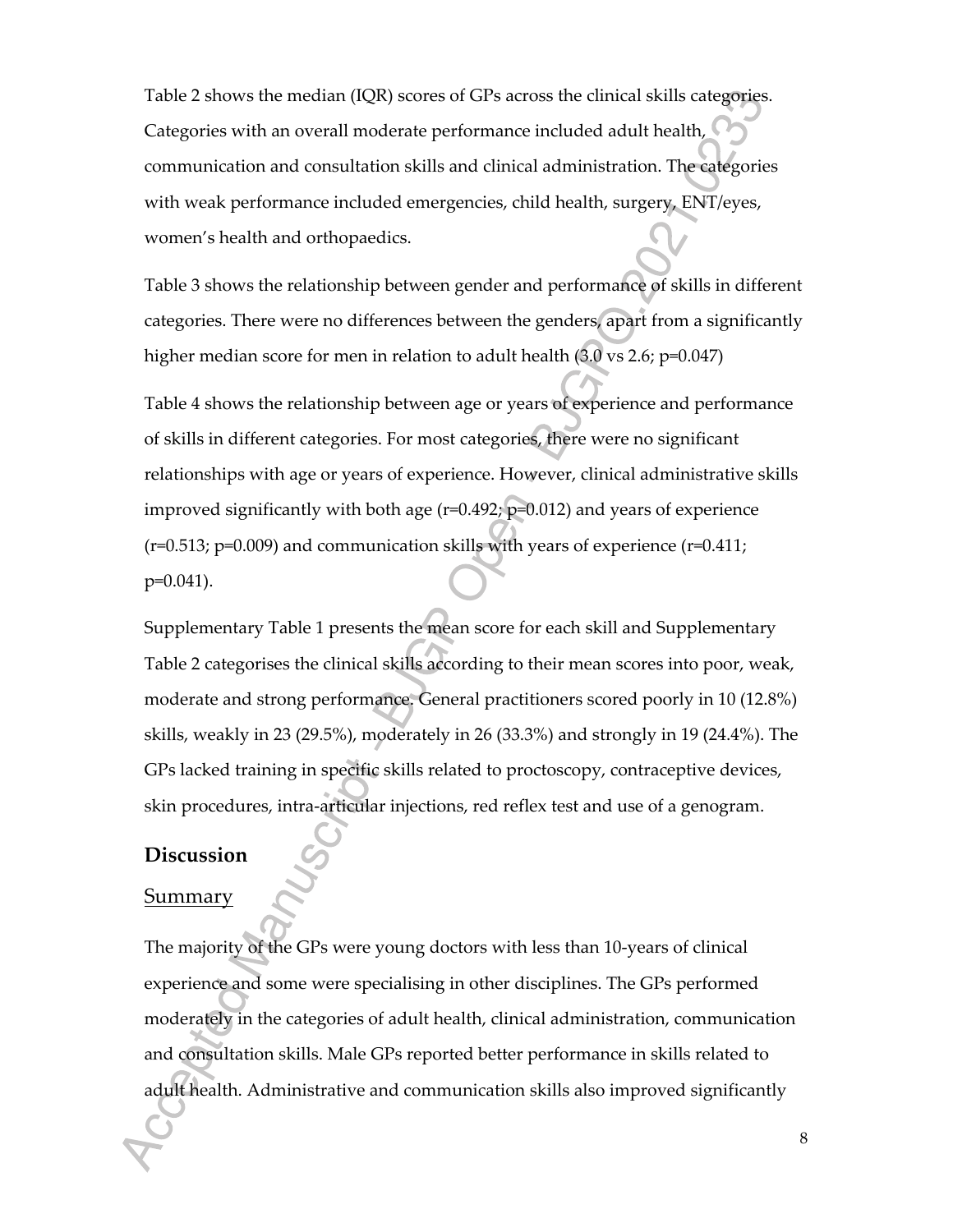Table 2 shows the median (IQR) scores of GPs across the clinical skills categories. Categories with an overall moderate performance included adult health, communication and consultation skills and clinical administration. The categories with weak performance included emergencies, child health, surgery, ENT/eyes, women's health and orthopaedics.

Table 3 shows the relationship between gender and performance of skills in different categories. There were no differences between the genders, apart from a significantly higher median score for men in relation to adult health (3.0 vs 2.6; p=0.047)

Table 4 shows the relationship between age or years of experience and performance of skills in different categories. For most categories, there were no significant relationships with age or years of experience. However, clinical administrative skills improved significantly with both age (r=0.492; p=0.012) and years of experience (r=0.513; p=0.009) and communication skills with years of experience (r=0.411; p=0.041).

Supplementary Table 1 presents the mean score for each skill and Supplementary Table 2 categorises the clinical skills according to their mean scores into poor, weak, moderate and strong performance. General practitioners scored poorly in 10 (12.8%) skills, weakly in 23 (29.5%), moderately in 26 (33.3%) and strongly in 19 (24.4%). The GPs lacked training in specific skills related to proctoscopy, contraceptive devices, skin procedures, intra-articular injections, red reflex test and use of a genogram.

## Discussion

### Summary

The majority of the GPs were young doctors with less than 10-years of clinical experience and some were specialising in other disciplines. The GPs performed moderately in the categories of adult health, clinical administration, communication and consultation skills. Male GPs reported better performance in skills related to adult health. Administrative and communication skills also improved significantly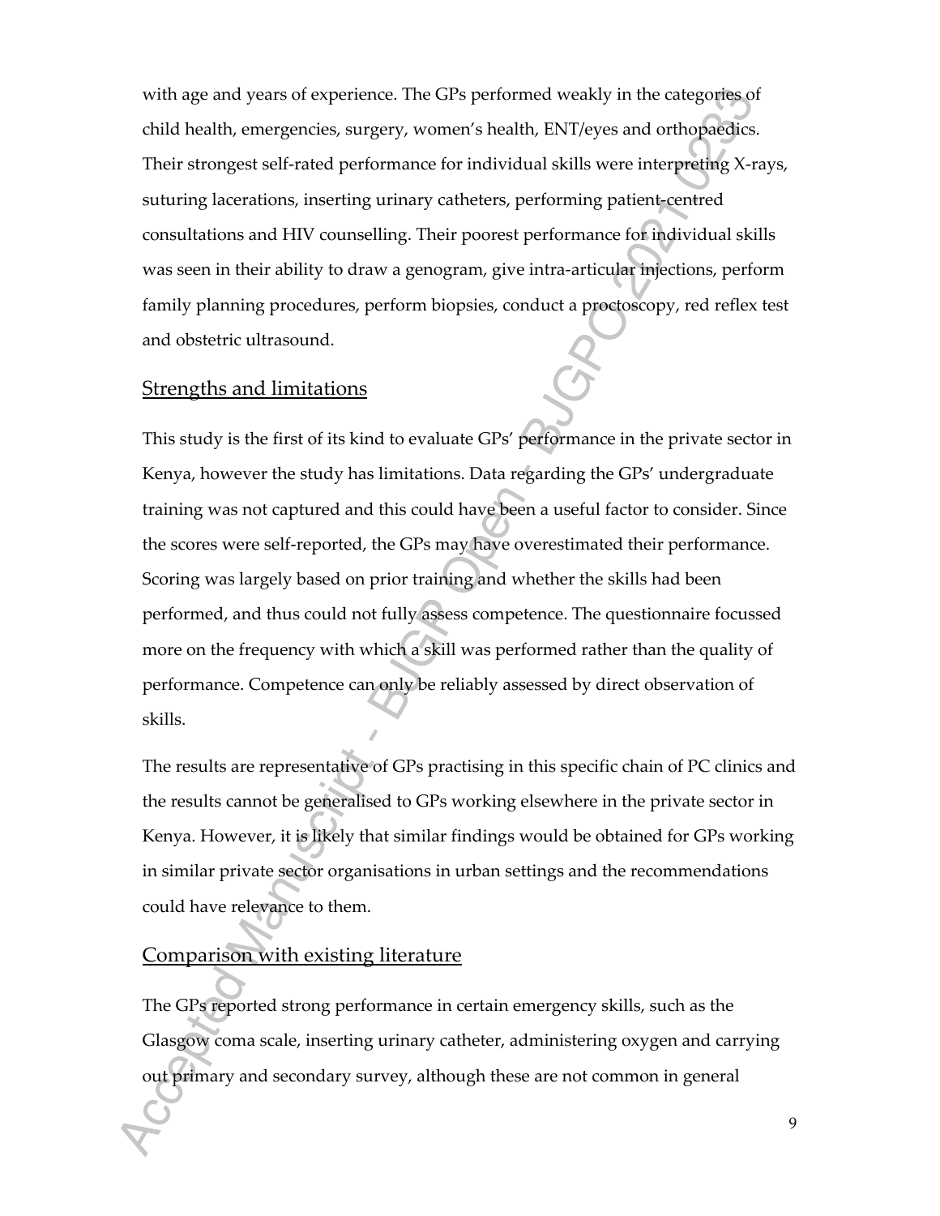with age and years of experience. The GPs performed weakly in the categories of child health, emergencies, surgery, women's health, ENT/eyes and orthopaedics. Their strongest self-rated performance for individual skills were interpreting X-rays, suturing lacerations, inserting urinary catheters, performing patient-centred consultations and HIV counselling. Their poorest performance for individual skills was seen in their ability to draw a genogram, give intra-articular injections, perform family planning procedures, perform biopsies, conduct a proctoscopy, red reflex test and obstetric ultrasound.

## Strengths and limitations

This study is the first of its kind to evaluate GPs' performance in the private sector in Kenya, however the study has limitations. Data regarding the GPs' undergraduate training was not captured and this could have been a useful factor to consider. Since the scores were self-reported, the GPs may have overestimated their performance. Scoring was largely based on prior training and whether the skills had been performed, and thus could not fully assess competence. The questionnaire focussed more on the frequency with which a skill was performed rather than the quality of performance. Competence can only be reliably assessed by direct observation of skills.

The results are representative of GPs practising in this specific chain of PC clinics and the results cannot be generalised to GPs working elsewhere in the private sector in Kenya. However, it is likely that similar findings would be obtained for GPs working in similar private sector organisations in urban settings and the recommendations could have relevance to them.

## Comparison with existing literature

The GPs reported strong performance in certain emergency skills, such as the Glasgow coma scale, inserting urinary catheter, administering oxygen and carrying out primary and secondary survey, although these are not common in general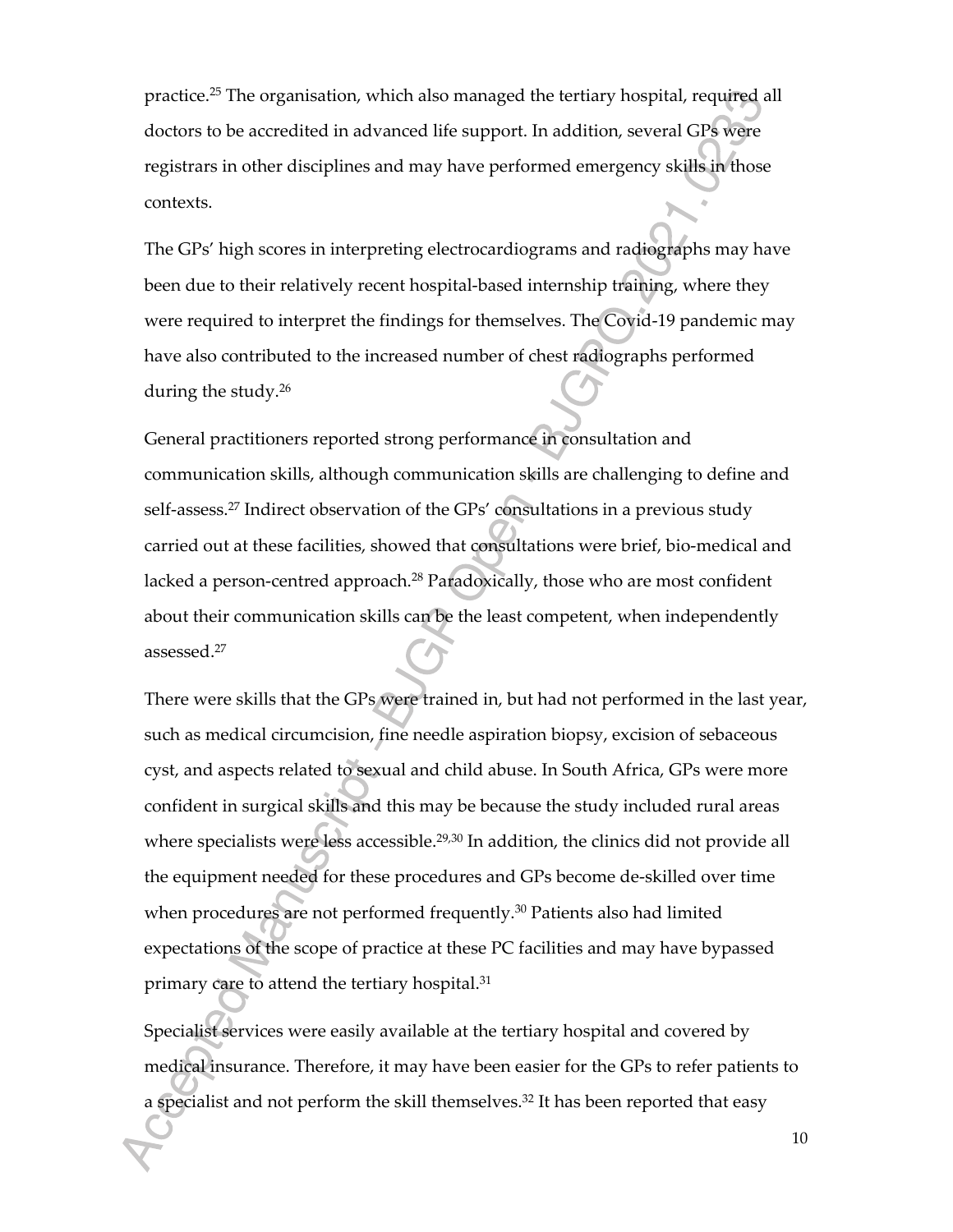practice.[25] The organisation, which also managed the tertiary hospital, required all doctors to be accredited in advanced life support. In addition, several GPs were registrars in other disciplines and may have performed emergency skills in those contexts.

The GPs' high scores in interpreting electrocardiograms and radiographs may have been due to their relatively recent hospital-based internship training, where they were required to interpret the findings for themselves. The Covid-19 pandemic may have also contributed to the increased number of chest radiographs performed during the study.[26]

General practitioners reported strong performance in consultation and communication skills, although communication skills are challenging to define and self-assess.[27] Indirect observation of the GPs' consultations in a previous study carried out at these facilities, showed that consultations were brief, bio-medical and lacked a person-centred approach.[28] Paradoxically, those who are most confident about their communication skills can be the least competent, when independently assessed.[27]

There were skills that the GPs were trained in, but had not performed in the last year, such as medical circumcision, fine needle aspiration biopsy, excision of sebaceous cyst, and aspects related to sexual and child abuse. In South Africa, GPs were more confident in surgical skills and this may be because the study included rural areas where specialists were less accessible.[29,30] In addition, the clinics did not provide all the equipment needed for these procedures and GPs become de-skilled over time when procedures are not performed frequently.[30] Patients also had limited expectations of the scope of practice at these PC facilities and may have bypassed primary care to attend the tertiary hospital.[31]

Specialist services were easily available at the tertiary hospital and covered by medical insurance. Therefore, it may have been easier for the GPs to refer patients to a specialist and not perform the skill themselves.[32] It has been reported that easy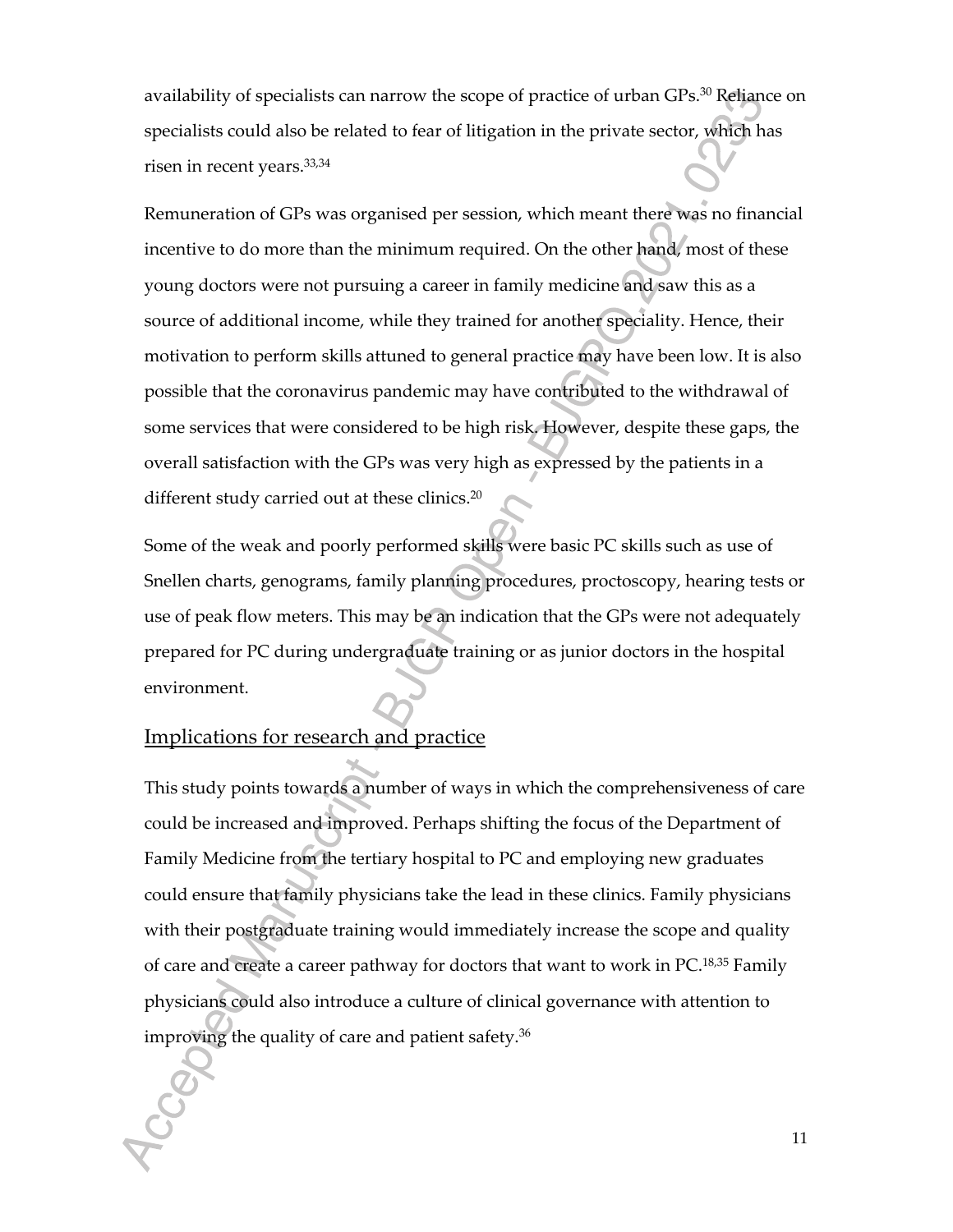availability of specialists can narrow the scope of practice of urban GPs.[30] Reliance on specialists could also be related to fear of litigation in the private sector, which has risen in recent years.[33,34]

Remuneration of GPs was organised per session, which meant there was no financial incentive to do more than the minimum required. On the other hand, most of these young doctors were not pursuing a career in family medicine and saw this as a source of additional income, while they trained for another speciality. Hence, their motivation to perform skills attuned to general practice may have been low. It is also possible that the coronavirus pandemic may have contributed to the withdrawal of some services that were considered to be high risk. However, despite these gaps, the overall satisfaction with the GPs was very high as expressed by the patients in a different study carried out at these clinics.[20]

Some of the weak and poorly performed skills were basic PC skills such as use of Snellen charts, genograms, family planning procedures, proctoscopy, hearing tests or use of peak flow meters. This may be an indication that the GPs were not adequately prepared for PC during undergraduate training or as junior doctors in the hospital environment.

## Implications for research and practice

This study points towards a number of ways in which the comprehensiveness of care could be increased and improved. Perhaps shifting the focus of the Department of Family Medicine from the tertiary hospital to PC and employing new graduates could ensure that family physicians take the lead in these clinics. Family physicians with their postgraduate training would immediately increase the scope and quality of care and create a career pathway for doctors that want to work in PC.[18,35] Family physicians could also introduce a culture of clinical governance with attention to improving the quality of care and patient safety.[36]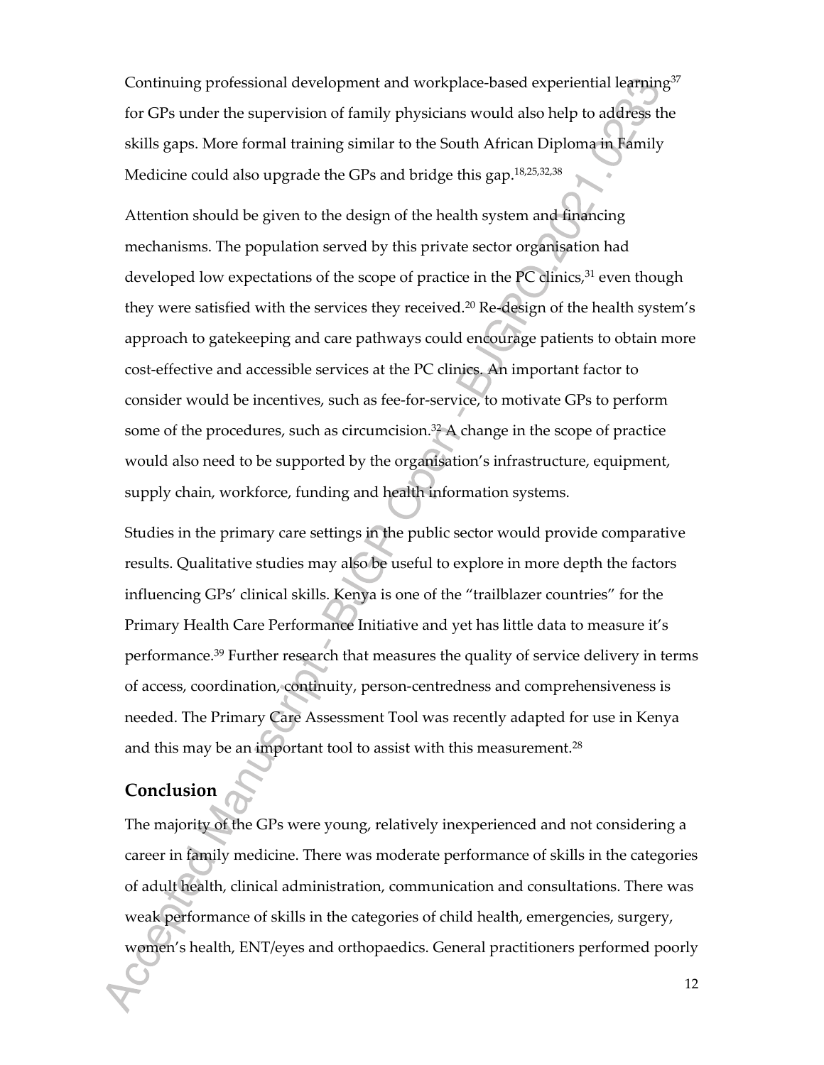Continuing professional development and workplace-based experiential learning[37] for GPs under the supervision of family physicians would also help to address the skills gaps. More formal training similar to the South African Diploma in Family Medicine could also upgrade the GPs and bridge this gap.[18,25,32,38]

Attention should be given to the design of the health system and financing mechanisms. The population served by this private sector organisation had developed low expectations of the scope of practice in the PC clinics,[31] even though they were satisfied with the services they received.[20] Re-design of the health system's approach to gatekeeping and care pathways could encourage patients to obtain more cost-effective and accessible services at the PC clinics. An important factor to consider would be incentives, such as fee-for-service, to motivate GPs to perform some of the procedures, such as circumcision.[32] A change in the scope of practice would also need to be supported by the organisation's infrastructure, equipment, supply chain, workforce, funding and health information systems.

Studies in the primary care settings in the public sector would provide comparative results. Qualitative studies may also be useful to explore in more depth the factors influencing GPs' clinical skills. Kenya is one of the "trailblazer countries" for the Primary Health Care Performance Initiative and yet has little data to measure it's performance.[39] Further research that measures the quality of service delivery in terms of access, coordination, continuity, person-centredness and comprehensiveness is needed. The Primary Care Assessment Tool was recently adapted for use in Kenya and this may be an important tool to assist with this measurement.[28]

## Conclusion

The majority of the GPs were young, relatively inexperienced and not considering a career in family medicine. There was moderate performance of skills in the categories of adult health, clinical administration, communication and consultations. There was weak performance of skills in the categories of child health, emergencies, surgery, women's health, ENT/eyes and orthopaedics. General practitioners performed poorly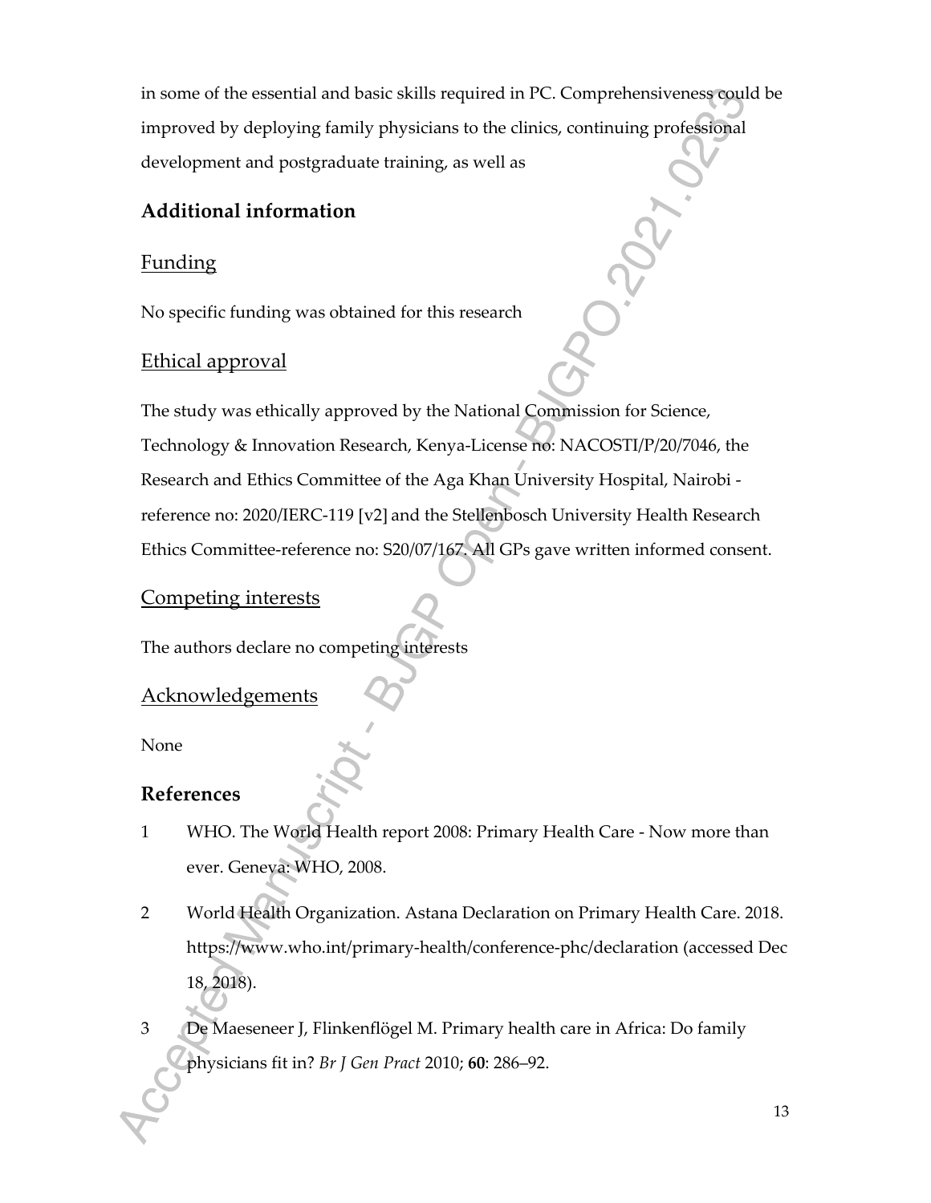in some of the essential and basic skills required in PC. Comprehensiveness could be improved by deploying family physicians to the clinics, continuing professional development and postgraduate training, as well as

## Additional information

### Funding

No specific funding was obtained for this research

### Ethical approval

The study was ethically approved by the National Commission for Science, Technology & Innovation Research, Kenya-License no: NACOSTI/P/20/7046, the Research and Ethics Committee of the Aga Khan University Hospital, Nairobi - reference no: 2020/IERC-119 [v2] and the Stellenbosch University Health Research Ethics Committee-reference no: S20/07/167. All GPs gave written informed consent.

### Competing interests

The authors declare no competing interests

### Acknowledgements

None

## References

1. WHO. The World Health report 2008: Primary Health Care - Now more than ever. Geneva: WHO, 2008.
2. World Health Organization. Astana Declaration on Primary Health Care. 2018. https://www.who.int/primary-health/conference-phc/declaration (accessed Dec 18, 2018).
3. De Maeseneer J, Flinkenflögel M. Primary health care in Africa: Do family physicians fit in? *Br J Gen Pract* 2010; **60**: 286–92.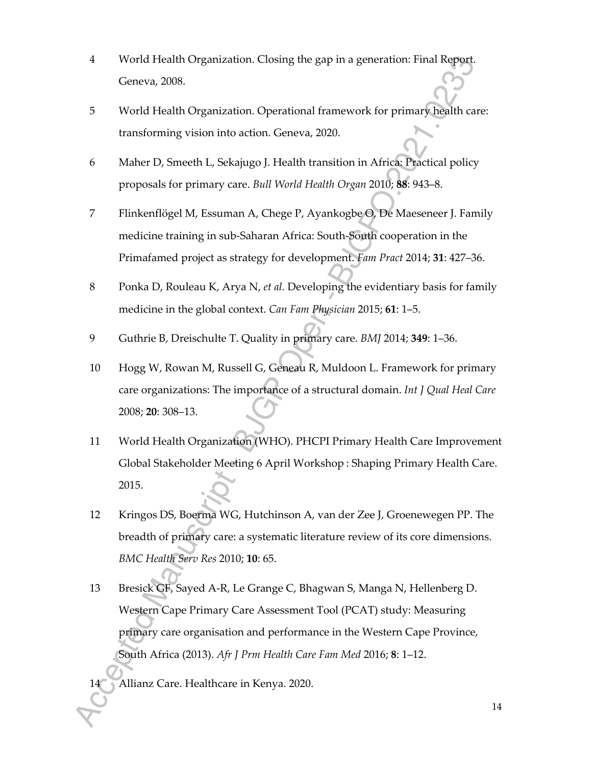4 World Health Organization. Closing the gap in a generation: Final Report. Geneva, 2008.

5 World Health Organization. Operational framework for primary health care: transforming vision into action. Geneva, 2020.

6 Maher D, Smeeth L, Sekajugo J. Health transition in Africa: Practical policy proposals for primary care. *Bull World Health Organ* 2010; **88**: 943–8.

7 Flinkenflögel M, Essuman A, Chege P, Ayankogbe O, De Maeseneer J. Family medicine training in sub-Saharan Africa: South-South cooperation in the Primafamed project as strategy for development. *Fam Pract* 2014; **31**: 427–36.

8 Ponka D, Rouleau K, Arya N, *et al.* Developing the evidentiary basis for family medicine in the global context. *Can Fam Physician* 2015; **61**: 1–5.

9 Guthrie B, Dreischulte T. Quality in primary care. *BMJ* 2014; **349**: 1–36.

10 Hogg W, Rowan M, Russell G, Geneau R, Muldoon L. Framework for primary care organizations: The importance of a structural domain. *Int J Qual Heal Care* 2008; **20**: 308–13.

11 World Health Organization (WHO). PHCPI Primary Health Care Improvement Global Stakeholder Meeting 6 April Workshop : Shaping Primary Health Care. 2015.

12 Kringos DS, Boerma WG, Hutchinson A, van der Zee J, Groenewegen PP. The breadth of primary care: a systematic literature review of its core dimensions. *BMC Health Serv Res* 2010; **10**: 65.

13 Bresick GF, Sayed A-R, Le Grange C, Bhagwan S, Manga N, Hellenberg D. Western Cape Primary Care Assessment Tool (PCAT) study: Measuring primary care organisation and performance in the Western Cape Province, South Africa (2013). *Afr J Prm Health Care Fam Med* 2016; **8**: 1–12.

14 Allianz Care. Healthcare in Kenya. 2020.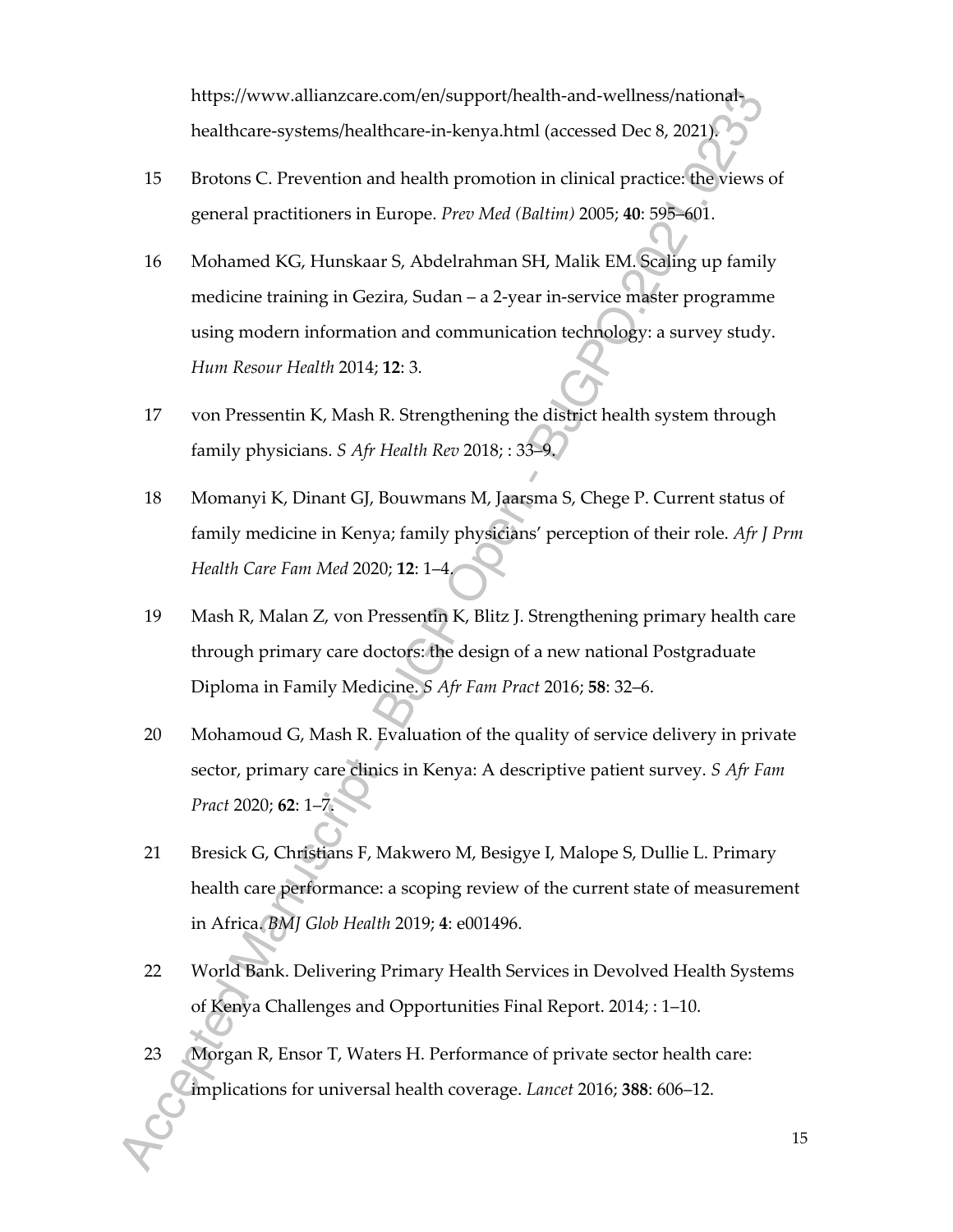https://www.allianzcare.com/en/support/health-and-wellness/national-healthcare-systems/healthcare-in-kenya.html (accessed Dec 8, 2021).

15 Brotons C. Prevention and health promotion in clinical practice: the views of general practitioners in Europe. *Prev Med (Baltim)* 2005; **40**: 595–601.

16 Mohamed KG, Hunskaar S, Abdelrahman SH, Malik EM. Scaling up family medicine training in Gezira, Sudan – a 2-year in-service master programme using modern information and communication technology: a survey study. *Hum Resour Health* 2014; **12**: 3.

17 von Pressentin K, Mash R. Strengthening the district health system through family physicians. *S Afr Health Rev* 2018; : 33–9.

18 Momanyi K, Dinant GJ, Bouwmans M, Jaarsma S, Chege P. Current status of family medicine in Kenya; family physicians' perception of their role. *Afr J Prm Health Care Fam Med* 2020; **12**: 1–4.

19 Mash R, Malan Z, von Pressentin K, Blitz J. Strengthening primary health care through primary care doctors: the design of a new national Postgraduate Diploma in Family Medicine. *S Afr Fam Pract* 2016; **58**: 32–6.

20 Mohamoud G, Mash R. Evaluation of the quality of service delivery in private sector, primary care clinics in Kenya: A descriptive patient survey. *S Afr Fam Pract* 2020; **62**: 1–7.

21 Bresick G, Christians F, Makwero M, Besigye I, Malope S, Dullie L. Primary health care performance: a scoping review of the current state of measurement in Africa. *BMJ Glob Health* 2019; **4**: e001496.

22 World Bank. Delivering Primary Health Services in Devolved Health Systems of Kenya Challenges and Opportunities Final Report. 2014; : 1–10.

23 Morgan R, Ensor T, Waters H. Performance of private sector health care: implications for universal health coverage. *Lancet* 2016; **388**: 606–12.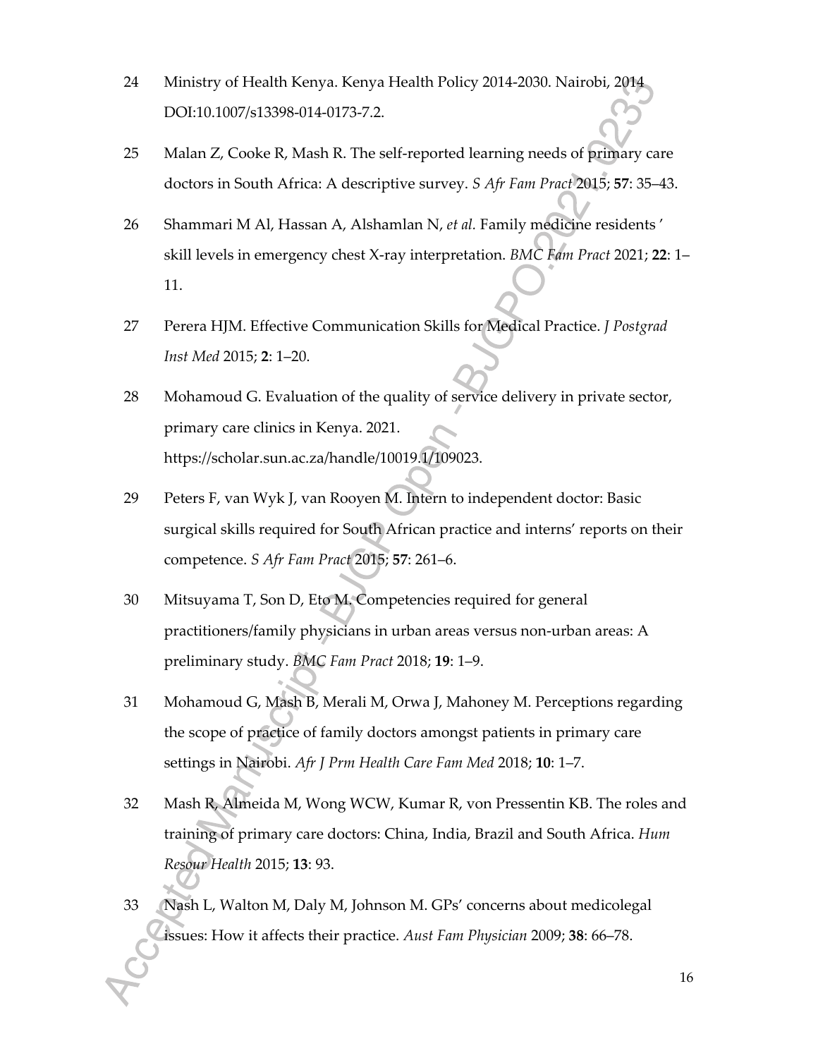24 Ministry of Health Kenya. Kenya Health Policy 2014-2030. Nairobi, 2014 DOI:10.1007/s13398-014-0173-7.2.

25 Malan Z, Cooke R, Mash R. The self-reported learning needs of primary care doctors in South Africa: A descriptive survey. *S Afr Fam Pract* 2015; **57**: 35–43.

26 Shammari M Al, Hassan A, Alshamlan N, *et al.* Family medicine residents ' skill levels in emergency chest X-ray interpretation. *BMC Fam Pract* 2021; **22**: 1–11.

27 Perera HJM. Effective Communication Skills for Medical Practice. *J Postgrad Inst Med* 2015; **2**: 1–20.

28 Mohamoud G. Evaluation of the quality of service delivery in private sector, primary care clinics in Kenya. 2021. https://scholar.sun.ac.za/handle/10019.1/109023.

29 Peters F, van Wyk J, van Rooyen M. Intern to independent doctor: Basic surgical skills required for South African practice and interns' reports on their competence. *S Afr Fam Pract* 2015; **57**: 261–6.

30 Mitsuyama T, Son D, Eto M. Competencies required for general practitioners/family physicians in urban areas versus non-urban areas: A preliminary study. *BMC Fam Pract* 2018; **19**: 1–9.

31 Mohamoud G, Mash B, Merali M, Orwa J, Mahoney M. Perceptions regarding the scope of practice of family doctors amongst patients in primary care settings in Nairobi. *Afr J Prm Health Care Fam Med* 2018; **10**: 1–7.

32 Mash R, Almeida M, Wong WCW, Kumar R, von Pressentin KB. The roles and training of primary care doctors: China, India, Brazil and South Africa. *Hum Resour Health* 2015; **13**: 93.

33 Nash L, Walton M, Daly M, Johnson M. GPs' concerns about medicolegal issues: How it affects their practice. *Aust Fam Physician* 2009; **38**: 66–78.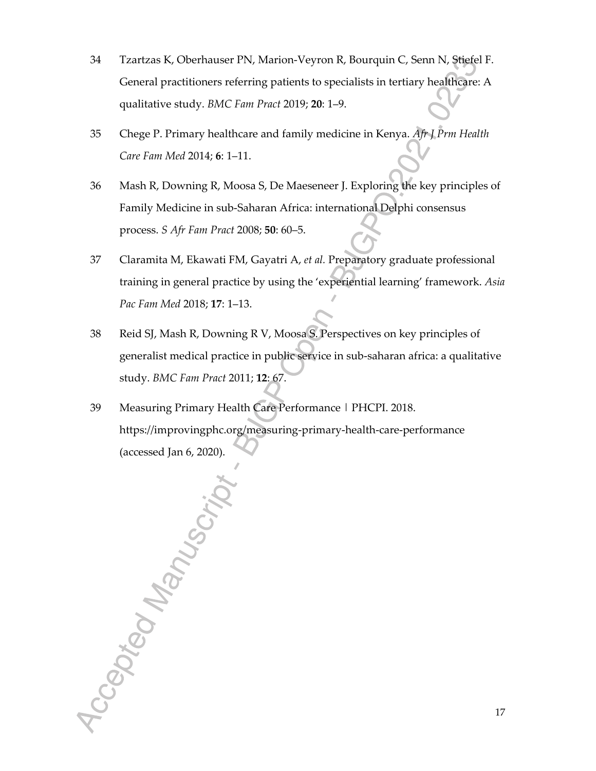34 Tzartzas K, Oberhauser PN, Marion-Veyron R, Bourquin C, Senn N, Stiefel F. General practitioners referring patients to specialists in tertiary healthcare: A qualitative study. *BMC Fam Pract* 2019; **20**: 1–9.

35 Chege P. Primary healthcare and family medicine in Kenya. *Afr J Prm Health Care Fam Med* 2014; **6**: 1–11.

36 Mash R, Downing R, Moosa S, De Maeseneer J. Exploring the key principles of Family Medicine in sub-Saharan Africa: international Delphi consensus process. *S Afr Fam Pract* 2008; **50**: 60–5.

37 Claramita M, Ekawati FM, Gayatri A, *et al.* Preparatory graduate professional training in general practice by using the 'experiential learning' framework. *Asia Pac Fam Med* 2018; **17**: 1–13.

38 Reid SJ, Mash R, Downing R V, Moosa S. Perspectives on key principles of generalist medical practice in public service in sub-saharan africa: a qualitative study. *BMC Fam Pract* 2011; **12**: 67.

39 Measuring Primary Health Care Performance | PHCPI. 2018. https://improvingphc.org/measuring-primary-health-care-performance (accessed Jan 6, 2020).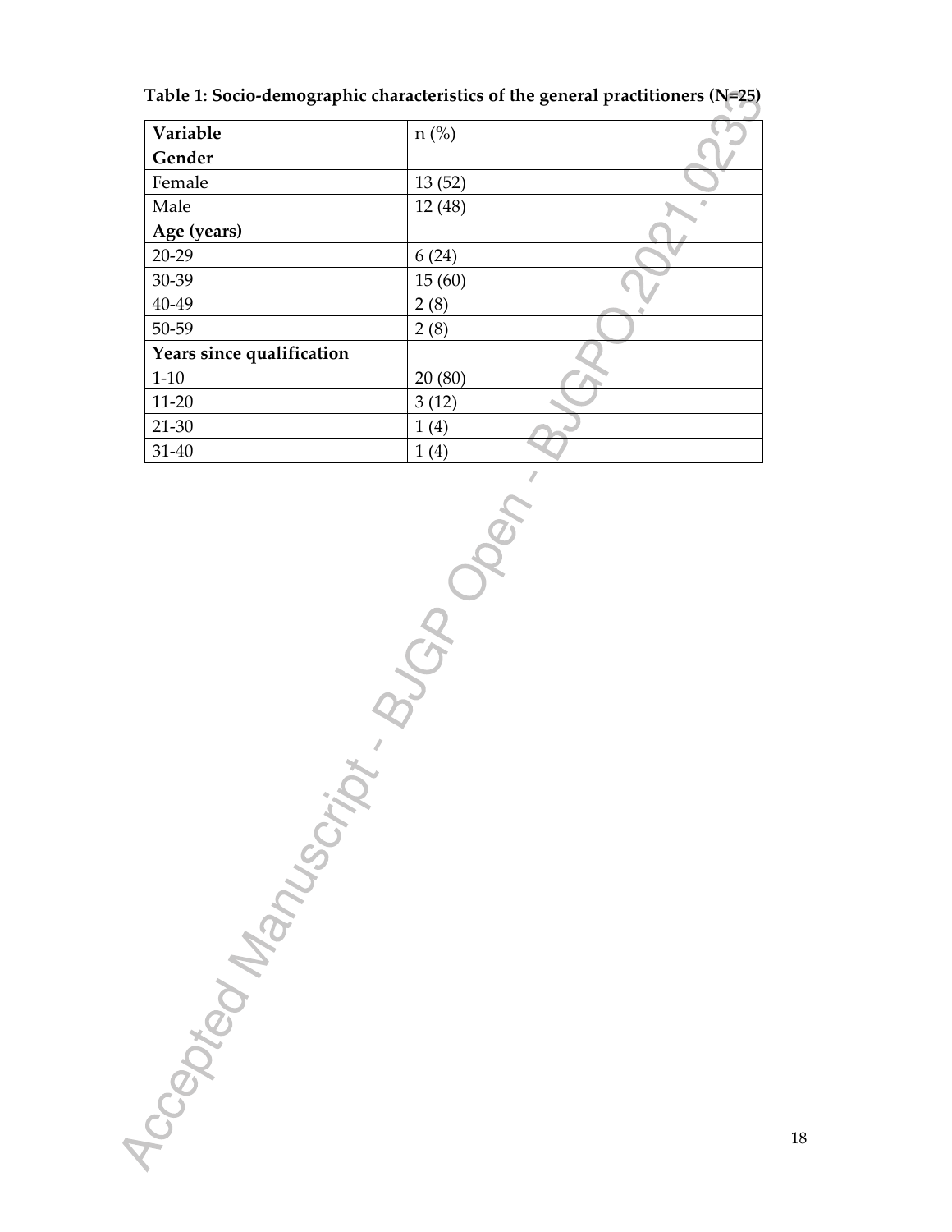**Table 1: Socio-demographic characteristics of the general practitioners (N=25)**

| Variable | n (%) |
|---|---|
| **Gender** | |
| Female | 13 (52) |
| Male | 12 (48) |
| **Age (years)** | |
| 20-29 | 6 (24) |
| 30-39 | 15 (60) |
| 40-49 | 2 (8) |
| 50-59 | 2 (8) |
| **Years since qualification** | |
| 1-10 | 20 (80) |
| 11-20 | 3 (12) |
| 21-30 | 1 (4) |
| 31-40 | 1 (4) |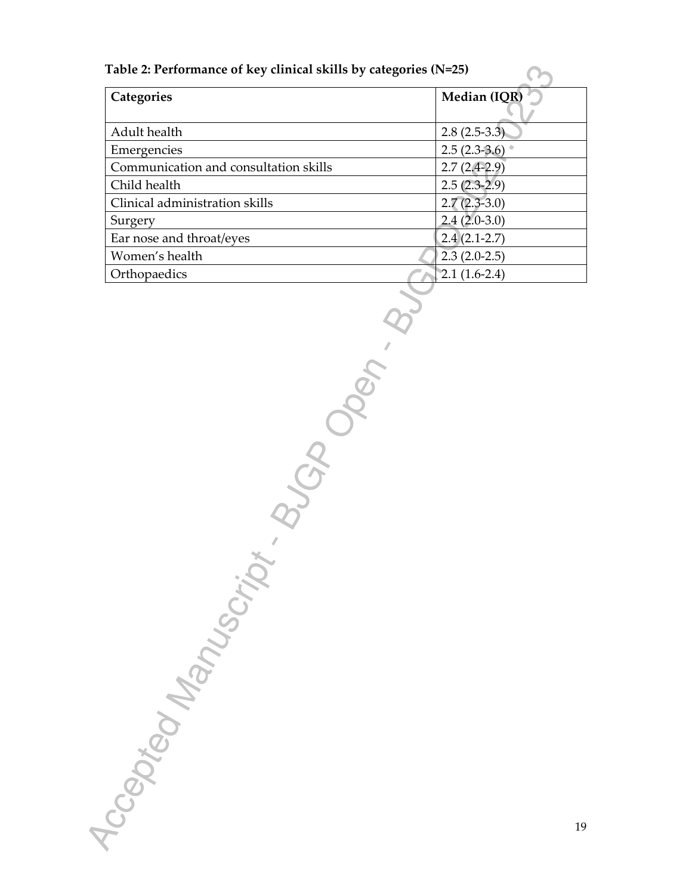**Table 2: Performance of key clinical skills by categories (N=25)**

| Categories | Median (IQR) |
|---|---|
| Adult health | 2.8 (2.5-3.3) |
| Emergencies | 2.5 (2.3-3.6) |
| Communication and consultation skills | 2.7 (2.4-2.9) |
| Child health | 2.5 (2.3-2.9) |
| Clinical administration skills | 2.7 (2.3-3.0) |
| Surgery | 2.4 (2.0-3.0) |
| Ear nose and throat/eyes | 2.4 (2.1-2.7) |
| Women's health | 2.3 (2.0-2.5) |
| Orthopaedics | 2.1 (1.6-2.4) |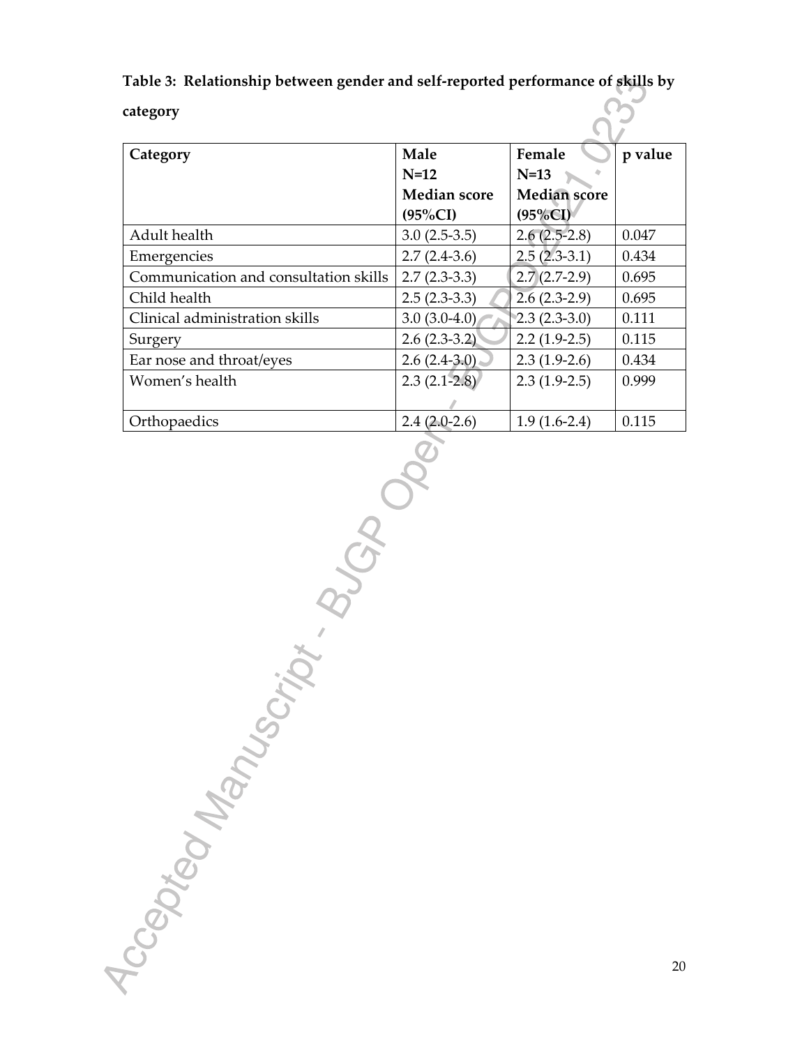**Table 3: Relationship between gender and self-reported performance of skills by category**

| Category | Male<br>N=12<br>Median score (95%CI) | Female<br>N=13<br>Median score (95%CI) | p value |
|---|---|---|---|
| Adult health | 3.0 (2.5-3.5) | 2.6 (2.5-2.8) | 0.047 |
| Emergencies | 2.7 (2.4-3.6) | 2.5 (2.3-3.1) | 0.434 |
| Communication and consultation skills | 2.7 (2.3-3.3) | 2.7 (2.7-2.9) | 0.695 |
| Child health | 2.5 (2.3-3.3) | 2.6 (2.3-2.9) | 0.695 |
| Clinical administration skills | 3.0 (3.0-4.0) | 2.3 (2.3-3.0) | 0.111 |
| Surgery | 2.6 (2.3-3.2) | 2.2 (1.9-2.5) | 0.115 |
| Ear nose and throat/eyes | 2.6 (2.4-3.0) | 2.3 (1.9-2.6) | 0.434 |
| Women's health | 2.3 (2.1-2.8) | 2.3 (1.9-2.5) | 0.999 |
| Orthopaedics | 2.4 (2.0-2.6) | 1.9 (1.6-2.4) | 0.115 |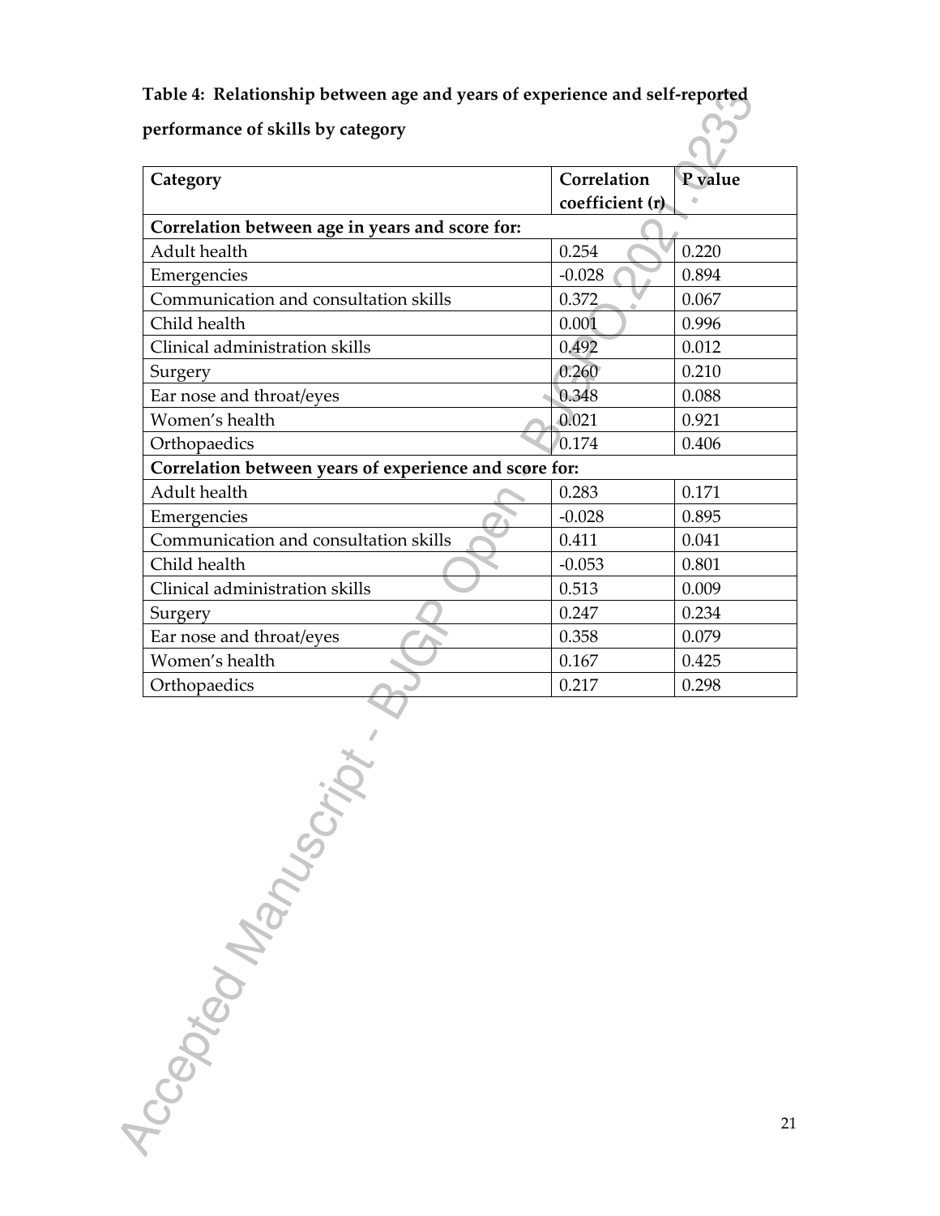**Table 4: Relationship between age and years of experience and self-reported performance of skills by category**

| Category | Correlation coefficient (r) | P value |
|---|---|---|
| **Correlation between age in years and score for:** | | |
| Adult health | 0.254 | 0.220 |
| Emergencies | -0.028 | 0.894 |
| Communication and consultation skills | 0.372 | 0.067 |
| Child health | 0.001 | 0.996 |
| Clinical administration skills | 0.492 | 0.012 |
| Surgery | 0.260 | 0.210 |
| Ear nose and throat/eyes | 0.348 | 0.088 |
| Women's health | 0.021 | 0.921 |
| Orthopaedics | 0.174 | 0.406 |
| **Correlation between years of experience and score for:** | | |
| Adult health | 0.283 | 0.171 |
| Emergencies | -0.028 | 0.895 |
| Communication and consultation skills | 0.411 | 0.041 |
| Child health | -0.053 | 0.801 |
| Clinical administration skills | 0.513 | 0.009 |
| Surgery | 0.247 | 0.234 |
| Ear nose and throat/eyes | 0.358 | 0.079 |
| Women's health | 0.167 | 0.425 |
| Orthopaedics | 0.217 | 0.298 |